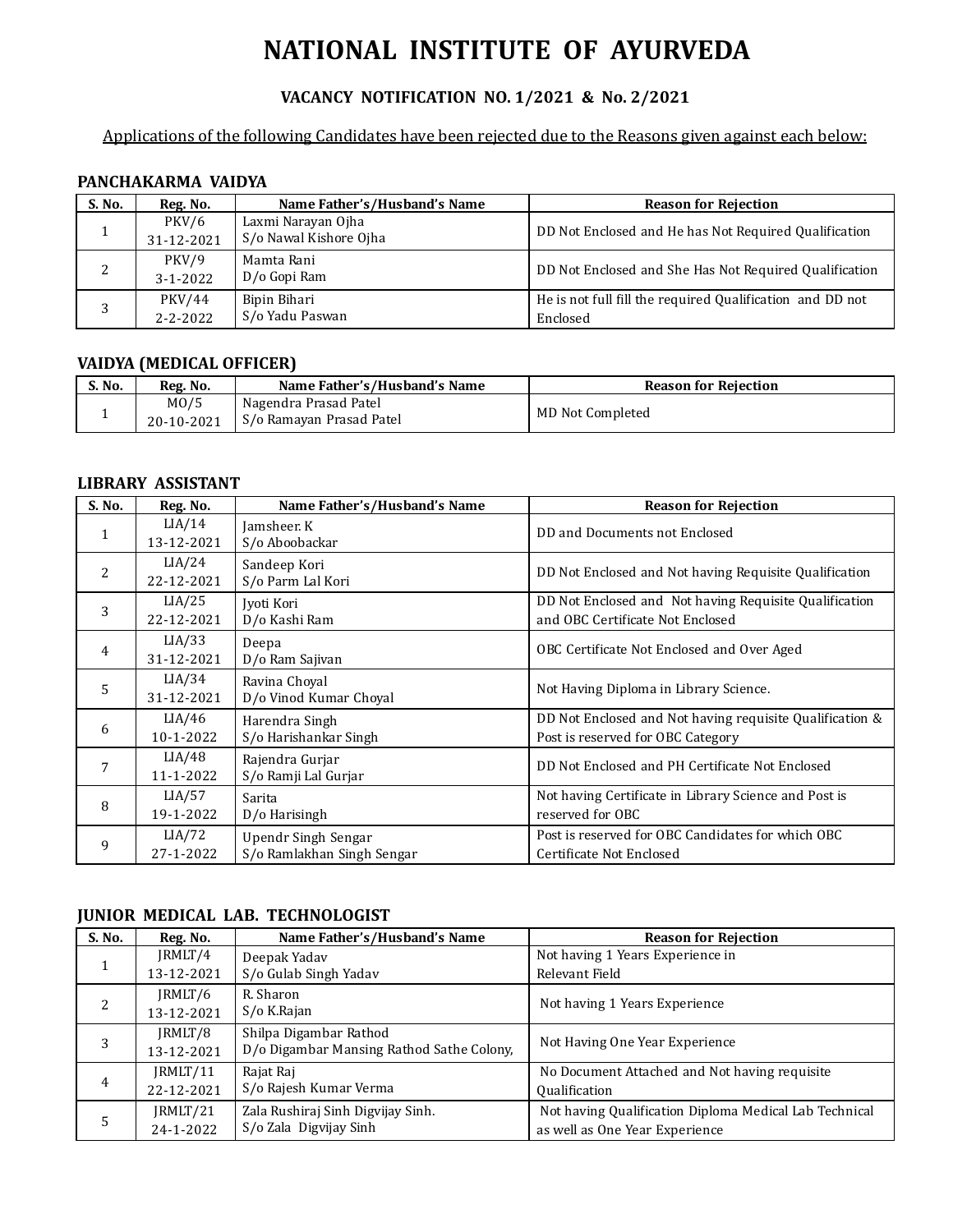# NATIONAL INSTITUTE OF AYURVEDA

## VACANCY NOTIFICATION NO. 1/2021 & No. 2/2021

Applications of the following Candidates have been rejected due to the Reasons given against each below:

### PANCHAKARMA VAIDYA

| S. No. | Reg. No. | Name Father's/Husband's Name | Reason for Rejection |
|---|---|---|---|
| 1 | PKV/6<br>31-12-2021 | Laxmi Narayan Ojha<br>S/o Nawal Kishore Ojha | DD Not Enclosed and He has Not Required Qualification |
| 2 | PKV/9<br>3-1-2022 | Mamta Rani<br>D/o Gopi Ram | DD Not Enclosed and She Has Not Required Qualification |
| 3 | PKV/44<br>2-2-2022 | Bipin Bihari<br>S/o Yadu Paswan | He is not full fill the required Qualification and DD not Enclosed |

### VAIDYA (MEDICAL OFFICER)

| S. No. | Reg. No. | Name Father's/Husband's Name | Reason for Rejection |
|---|---|---|---|
| 1 | MO/5<br>20-10-2021 | Nagendra Prasad Patel<br>S/o Ramayan Prasad Patel | MD Not Completed |

### LIBRARY ASSISTANT

| S. No. | Reg. No. | Name Father's/Husband's Name | Reason for Rejection |
|---|---|---|---|
| 1 | LIA/14<br>13-12-2021 | Jamsheer. K<br>S/o Aboobackar | DD and Documents not Enclosed |
| 2 | LIA/24<br>22-12-2021 | Sandeep Kori<br>S/o Parm Lal Kori | DD Not Enclosed and Not having Requisite Qualification |
| 3 | LIA/25<br>22-12-2021 | Jyoti Kori<br>D/o Kashi Ram | DD Not Enclosed and Not having Requisite Qualification and OBC Certificate Not Enclosed |
| 4 | LIA/33<br>31-12-2021 | Deepa<br>D/o Ram Sajivan | OBC Certificate Not Enclosed and Over Aged |
| 5 | LIA/34<br>31-12-2021 | Ravina Choyal<br>D/o Vinod Kumar Choyal | Not Having Diploma in Library Science. |
| 6 | LIA/46<br>10-1-2022 | Harendra Singh<br>S/o Harishankar Singh | DD Not Enclosed and Not having requisite Qualification & Post is reserved for OBC Category |
| 7 | LIA/48<br>11-1-2022 | Rajendra Gurjar<br>S/o Ramji Lal Gurjar | DD Not Enclosed and PH Certificate Not Enclosed |
| 8 | LIA/57<br>19-1-2022 | Sarita<br>D/o Harisingh | Not having Certificate in Library Science and Post is reserved for OBC |
| 9 | LIA/72<br>27-1-2022 | Upendr Singh Sengar<br>S/o Ramlakhan Singh Sengar | Post is reserved for OBC Candidates for which OBC Certificate Not Enclosed |

### JUNIOR MEDICAL LAB. TECHNOLOGIST

| S. No. | Reg. No. | Name Father's/Husband's Name | Reason for Rejection |
|---|---|---|---|
| 1 | JRMLT/4<br>13-12-2021 | Deepak Yadav<br>S/o Gulab Singh Yadav | Not having 1 Years Experience in Relevant Field |
| 2 | JRMLT/6<br>13-12-2021 | R. Sharon<br>S/o K.Rajan | Not having 1 Years Experience |
| 3 | JRMLT/8<br>13-12-2021 | Shilpa Digambar Rathod<br>D/o Digambar Mansing Rathod Sathe Colony, | Not Having One Year Experience |
| 4 | JRMLT/11<br>22-12-2021 | Rajat Raj<br>S/o Rajesh Kumar Verma | No Document Attached and Not having requisite Qualification |
| 5 | JRMLT/21<br>24-1-2022 | Zala Rushiraj Sinh Digvijay Sinh.<br>S/o Zala Digvijay Sinh | Not having Qualification Diploma Medical Lab Technical as well as One Year Experience |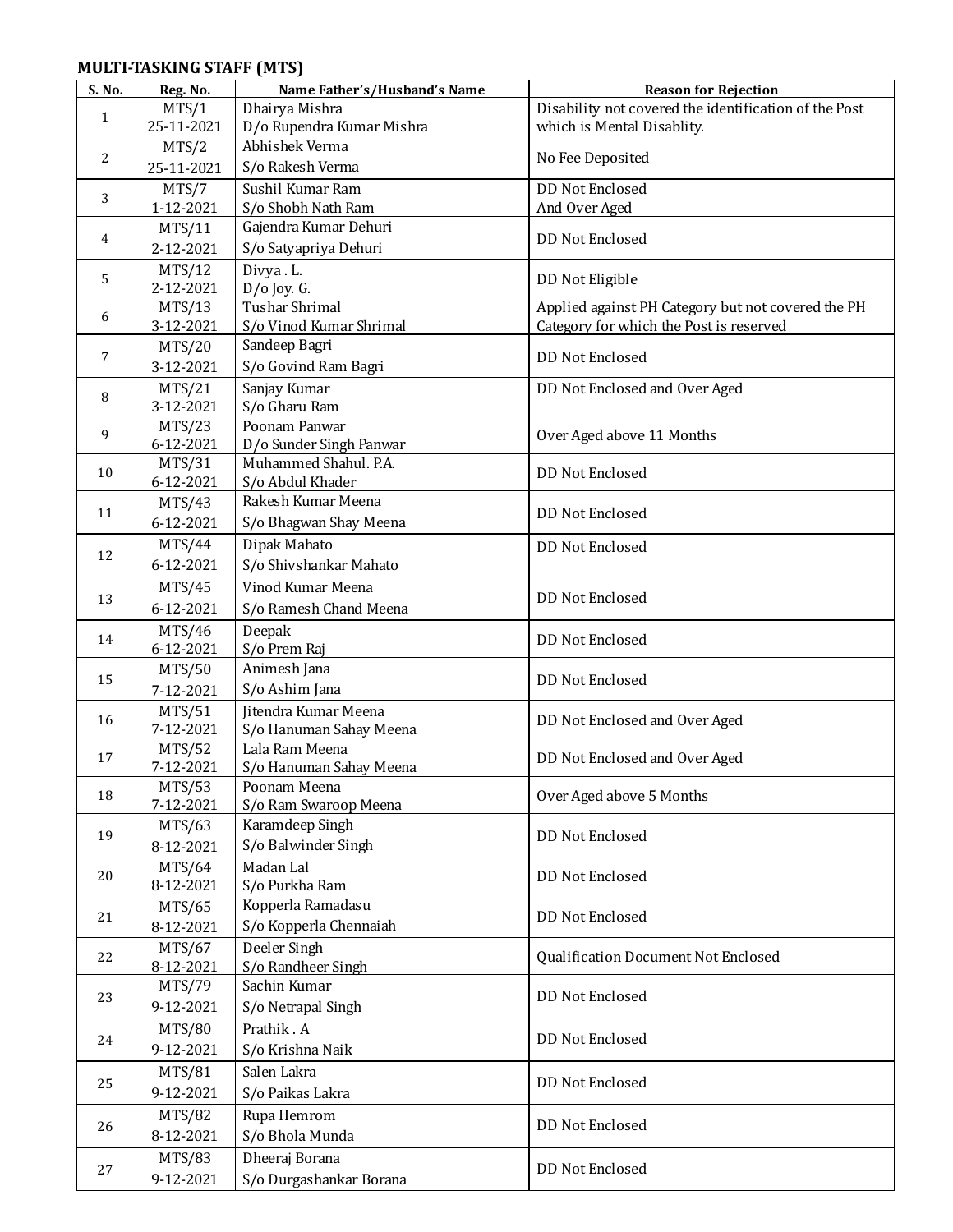**MULTI-TASKING STAFF (MTS)**

| S. No. | Reg. No. | Name Father's/Husband's Name | Reason for Rejection |
|---|---|---|---|
| 1 | MTS/1 25-11-2021 | Dhairya Mishra D/o Rupendra Kumar Mishra | Disability not covered the identification of the Post which is Mental Disablity. |
| 2 | MTS/2 25-11-2021 | Abhishek Verma S/o Rakesh Verma | No Fee Deposited |
| 3 | MTS/7 1-12-2021 | Sushil Kumar Ram S/o Shobh Nath Ram | DD Not Enclosed And Over Aged |
| 4 | MTS/11 2-12-2021 | Gajendra Kumar Dehuri S/o Satyapriya Dehuri | DD Not Enclosed |
| 5 | MTS/12 2-12-2021 | Divya . L. D/o Joy. G. | DD Not Eligible |
| 6 | MTS/13 3-12-2021 | Tushar Shrimal S/o Vinod Kumar Shrimal | Applied against PH Category but not covered the PH Category for which the Post is reserved |
| 7 | MTS/20 3-12-2021 | Sandeep Bagri S/o Govind Ram Bagri | DD Not Enclosed |
| 8 | MTS/21 3-12-2021 | Sanjay Kumar S/o Gharu Ram | DD Not Enclosed and Over Aged |
| 9 | MTS/23 6-12-2021 | Poonam Panwar D/o Sunder Singh Panwar | Over Aged above 11 Months |
| 10 | MTS/31 6-12-2021 | Muhammed Shahul. P.A. S/o Abdul Khader | DD Not Enclosed |
| 11 | MTS/43 6-12-2021 | Rakesh Kumar Meena S/o Bhagwan Shay Meena | DD Not Enclosed |
| 12 | MTS/44 6-12-2021 | Dipak Mahato S/o Shivshankar Mahato | DD Not Enclosed |
| 13 | MTS/45 6-12-2021 | Vinod Kumar Meena S/o Ramesh Chand Meena | DD Not Enclosed |
| 14 | MTS/46 6-12-2021 | Deepak S/o Prem Raj | DD Not Enclosed |
| 15 | MTS/50 7-12-2021 | Animesh Jana S/o Ashim Jana | DD Not Enclosed |
| 16 | MTS/51 7-12-2021 | Jitendra Kumar Meena S/o Hanuman Sahay Meena | DD Not Enclosed and Over Aged |
| 17 | MTS/52 7-12-2021 | Lala Ram Meena S/o Hanuman Sahay Meena | DD Not Enclosed and Over Aged |
| 18 | MTS/53 7-12-2021 | Poonam Meena S/o Ram Swaroop Meena | Over Aged above 5 Months |
| 19 | MTS/63 8-12-2021 | Karamdeep Singh S/o Balwinder Singh | DD Not Enclosed |
| 20 | MTS/64 8-12-2021 | Madan Lal S/o Purkha Ram | DD Not Enclosed |
| 21 | MTS/65 8-12-2021 | Kopperla Ramadasu S/o Kopperla Chennaiah | DD Not Enclosed |
| 22 | MTS/67 8-12-2021 | Deeler Singh S/o Randheer Singh | Qualification Document Not Enclosed |
| 23 | MTS/79 9-12-2021 | Sachin Kumar S/o Netrapal Singh | DD Not Enclosed |
| 24 | MTS/80 9-12-2021 | Prathik . A S/o Krishna Naik | DD Not Enclosed |
| 25 | MTS/81 9-12-2021 | Salen Lakra S/o Paikas Lakra | DD Not Enclosed |
| 26 | MTS/82 8-12-2021 | Rupa Hemrom S/o Bhola Munda | DD Not Enclosed |
| 27 | MTS/83 9-12-2021 | Dheeraj Borana S/o Durgashankar Borana | DD Not Enclosed |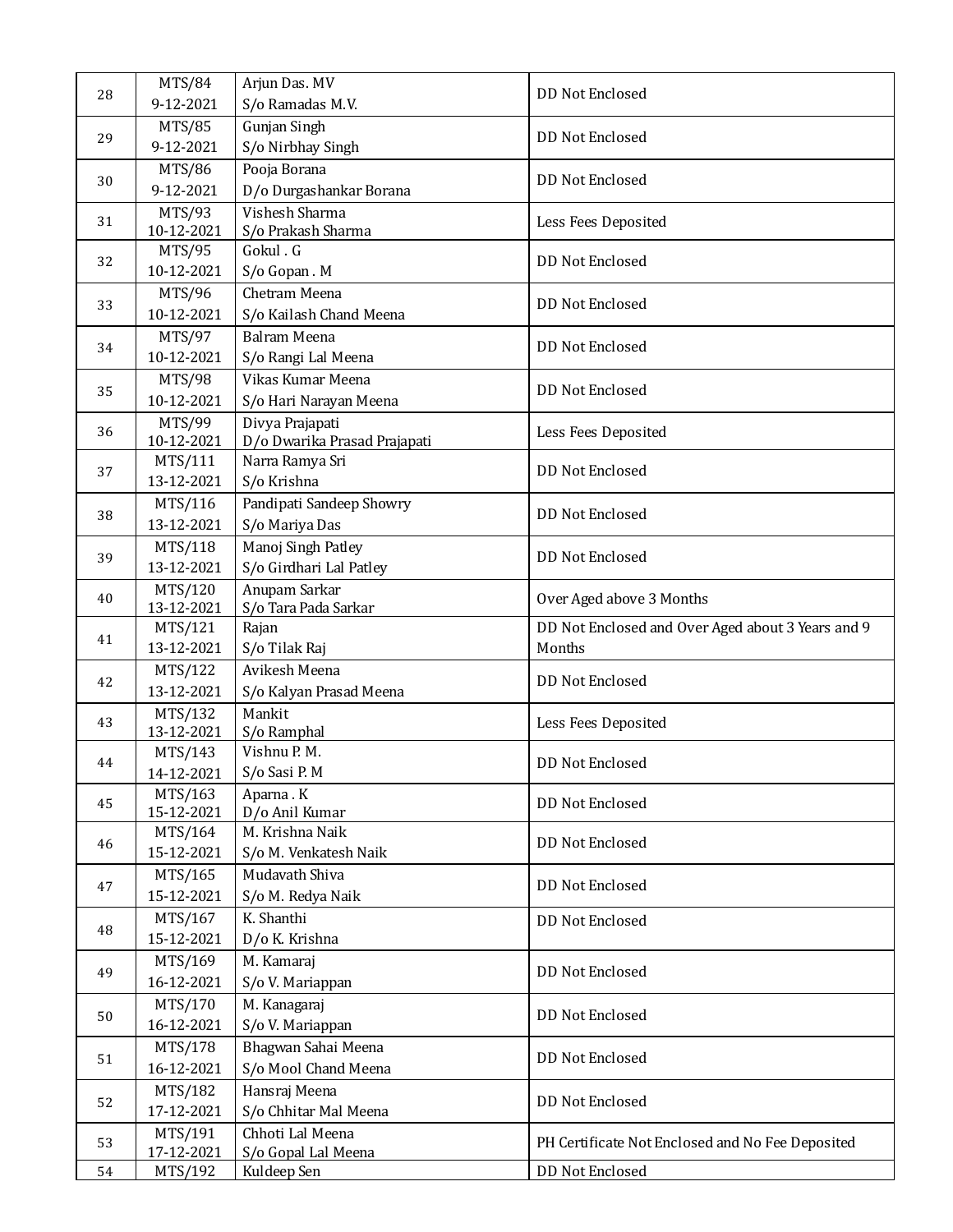| 28 | MTS/84<br>9-12-2021 | Arjun Das. MV<br>S/o Ramadas M.V. | DD Not Enclosed |
|---|---|---|---|
| 29 | MTS/85<br>9-12-2021 | Gunjan Singh<br>S/o Nirbhay Singh | DD Not Enclosed |
| 30 | MTS/86<br>9-12-2021 | Pooja Borana<br>D/o Durgashankar Borana | DD Not Enclosed |
| 31 | MTS/93<br>10-12-2021 | Vishesh Sharma<br>S/o Prakash Sharma | Less Fees Deposited |
| 32 | MTS/95<br>10-12-2021 | Gokul . G<br>S/o Gopan . M | DD Not Enclosed |
| 33 | MTS/96<br>10-12-2021 | Chetram Meena<br>S/o Kailash Chand Meena | DD Not Enclosed |
| 34 | MTS/97<br>10-12-2021 | Balram Meena<br>S/o Rangi Lal Meena | DD Not Enclosed |
| 35 | MTS/98<br>10-12-2021 | Vikas Kumar Meena<br>S/o Hari Narayan Meena | DD Not Enclosed |
| 36 | MTS/99<br>10-12-2021 | Divya Prajapati<br>D/o Dwarika Prasad Prajapati | Less Fees Deposited |
| 37 | MTS/111<br>13-12-2021 | Narra Ramya Sri<br>S/o Krishna | DD Not Enclosed |
| 38 | MTS/116<br>13-12-2021 | Pandipati Sandeep Showry<br>S/o Mariya Das | DD Not Enclosed |
| 39 | MTS/118<br>13-12-2021 | Manoj Singh Patley<br>S/o Girdhari Lal Patley | DD Not Enclosed |
| 40 | MTS/120<br>13-12-2021 | Anupam Sarkar<br>S/o Tara Pada Sarkar | Over Aged above 3 Months |
| 41 | MTS/121<br>13-12-2021 | Rajan<br>S/o Tilak Raj | DD Not Enclosed and Over Aged about 3 Years and 9 Months |
| 42 | MTS/122<br>13-12-2021 | Avikesh Meena<br>S/o Kalyan Prasad Meena | DD Not Enclosed |
| 43 | MTS/132<br>13-12-2021 | Mankit<br>S/o Ramphal | Less Fees Deposited |
| 44 | MTS/143<br>14-12-2021 | Vishnu P. M.<br>S/o Sasi P. M | DD Not Enclosed |
| 45 | MTS/163<br>15-12-2021 | Aparna . K<br>D/o Anil Kumar | DD Not Enclosed |
| 46 | MTS/164<br>15-12-2021 | M. Krishna Naik<br>S/o M. Venkatesh Naik | DD Not Enclosed |
| 47 | MTS/165<br>15-12-2021 | Mudavath Shiva<br>S/o M. Redya Naik | DD Not Enclosed |
| 48 | MTS/167<br>15-12-2021 | K. Shanthi<br>D/o K. Krishna | DD Not Enclosed |
| 49 | MTS/169<br>16-12-2021 | M. Kamaraj<br>S/o V. Mariappan | DD Not Enclosed |
| 50 | MTS/170<br>16-12-2021 | M. Kanagaraj<br>S/o V. Mariappan | DD Not Enclosed |
| 51 | MTS/178<br>16-12-2021 | Bhagwan Sahai Meena<br>S/o Mool Chand Meena | DD Not Enclosed |
| 52 | MTS/182<br>17-12-2021 | Hansraj Meena<br>S/o Chhitar Mal Meena | DD Not Enclosed |
| 53 | MTS/191<br>17-12-2021 | Chhoti Lal Meena<br>S/o Gopal Lal Meena | PH Certificate Not Enclosed and No Fee Deposited |
| 54 | MTS/192 | Kuldeep Sen | DD Not Enclosed |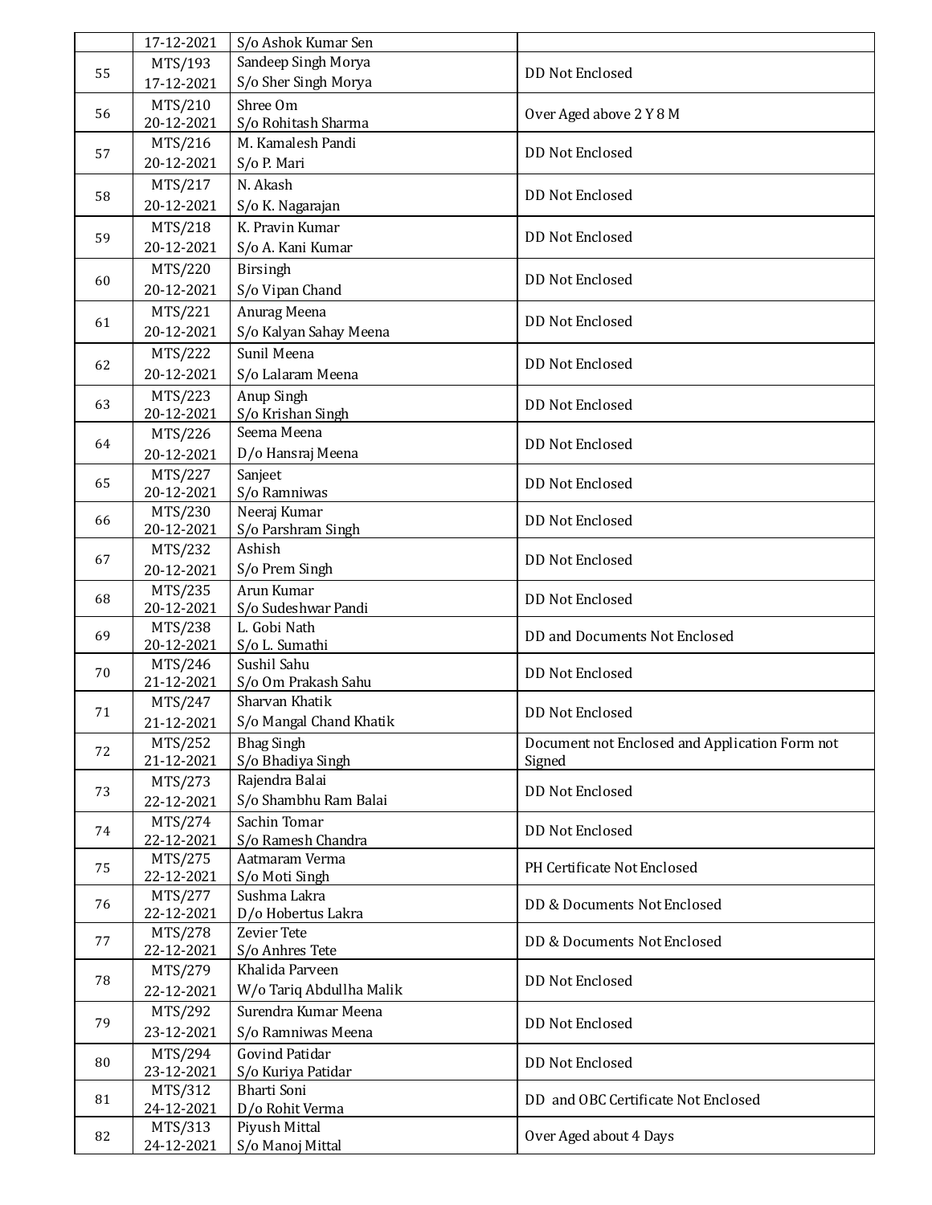| | | | |
|---|---|---|---|
| | 17-12-2021 | S/o Ashok Kumar Sen | |
| 55 | MTS/193<br>17-12-2021 | Sandeep Singh Morya<br>S/o Sher Singh Morya | DD Not Enclosed |
| 56 | MTS/210<br>20-12-2021 | Shree Om<br>S/o Rohitash Sharma | Over Aged above 2 Y 8 M |
| 57 | MTS/216<br>20-12-2021 | M. Kamalesh Pandi<br>S/o P. Mari | DD Not Enclosed |
| 58 | MTS/217<br>20-12-2021 | N. Akash<br>S/o K. Nagarajan | DD Not Enclosed |
| 59 | MTS/218<br>20-12-2021 | K. Pravin Kumar<br>S/o A. Kani Kumar | DD Not Enclosed |
| 60 | MTS/220<br>20-12-2021 | Birsingh<br>S/o Vipan Chand | DD Not Enclosed |
| 61 | MTS/221<br>20-12-2021 | Anurag Meena<br>S/o Kalyan Sahay Meena | DD Not Enclosed |
| 62 | MTS/222<br>20-12-2021 | Sunil Meena<br>S/o Lalaram Meena | DD Not Enclosed |
| 63 | MTS/223<br>20-12-2021 | Anup Singh<br>S/o Krishan Singh | DD Not Enclosed |
| 64 | MTS/226<br>20-12-2021 | Seema Meena<br>D/o Hansraj Meena | DD Not Enclosed |
| 65 | MTS/227<br>20-12-2021 | Sanjeet<br>S/o Ramniwas | DD Not Enclosed |
| 66 | MTS/230<br>20-12-2021 | Neeraj Kumar<br>S/o Parshram Singh | DD Not Enclosed |
| 67 | MTS/232<br>20-12-2021 | Ashish<br>S/o Prem Singh | DD Not Enclosed |
| 68 | MTS/235<br>20-12-2021 | Arun Kumar<br>S/o Sudeshwar Pandi | DD Not Enclosed |
| 69 | MTS/238<br>20-12-2021 | L. Gobi Nath<br>S/o L. Sumathi | DD and Documents Not Enclosed |
| 70 | MTS/246<br>21-12-2021 | Sushil Sahu<br>S/o Om Prakash Sahu | DD Not Enclosed |
| 71 | MTS/247<br>21-12-2021 | Sharvan Khatik<br>S/o Mangal Chand Khatik | DD Not Enclosed |
| 72 | MTS/252<br>21-12-2021 | Bhag Singh<br>S/o Bhadiya Singh | Document not Enclosed and Application Form not Signed |
| 73 | MTS/273<br>22-12-2021 | Rajendra Balai<br>S/o Shambhu Ram Balai | DD Not Enclosed |
| 74 | MTS/274<br>22-12-2021 | Sachin Tomar<br>S/o Ramesh Chandra | DD Not Enclosed |
| 75 | MTS/275<br>22-12-2021 | Aatmaram Verma<br>S/o Moti Singh | PH Certificate Not Enclosed |
| 76 | MTS/277<br>22-12-2021 | Sushma Lakra<br>D/o Hobertus Lakra | DD & Documents Not Enclosed |
| 77 | MTS/278<br>22-12-2021 | Zevier Tete<br>S/o Anhres Tete | DD & Documents Not Enclosed |
| 78 | MTS/279<br>22-12-2021 | Khalida Parveen<br>W/o Tariq Abdullha Malik | DD Not Enclosed |
| 79 | MTS/292<br>23-12-2021 | Surendra Kumar Meena<br>S/o Ramniwas Meena | DD Not Enclosed |
| 80 | MTS/294<br>23-12-2021 | Govind Patidar<br>S/o Kuriya Patidar | DD Not Enclosed |
| 81 | MTS/312<br>24-12-2021 | Bharti Soni<br>D/o Rohit Verma | DD and OBC Certificate Not Enclosed |
| 82 | MTS/313<br>24-12-2021 | Piyush Mittal<br>S/o Manoj Mittal | Over Aged about 4 Days |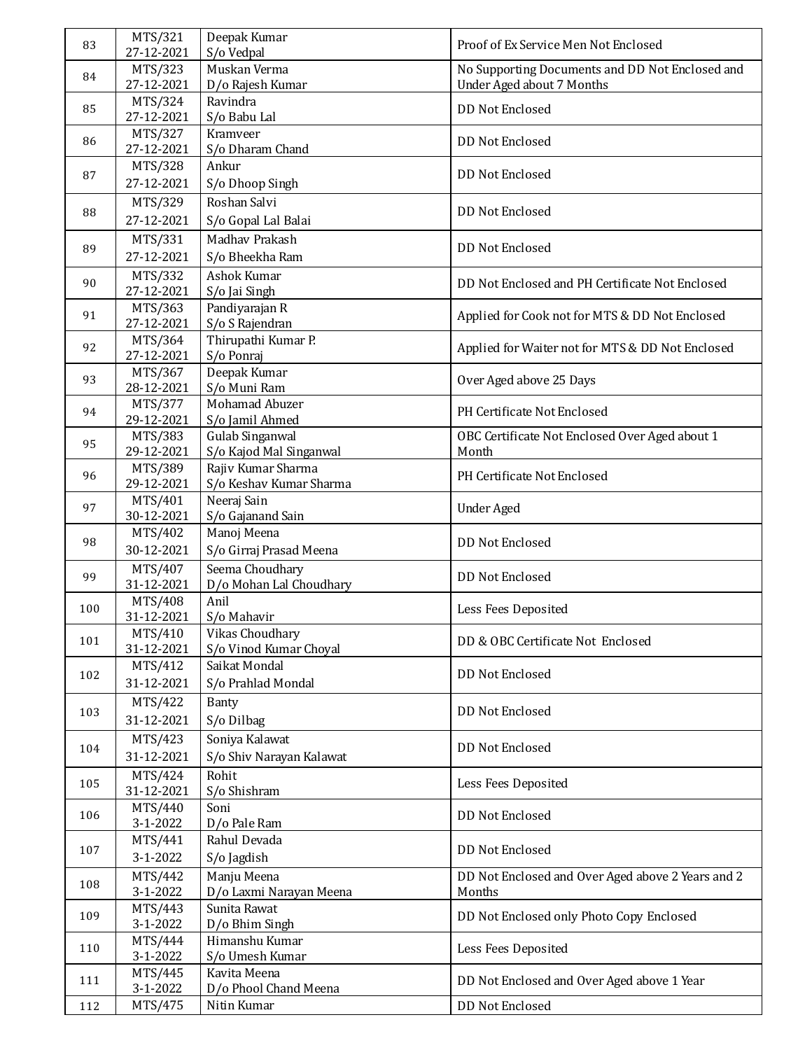| 83 | MTS/321 27-12-2021 | Deepak Kumar S/o Vedpal | Proof of Ex Service Men Not Enclosed |
|---|---|---|---|
| 84 | MTS/323 27-12-2021 | Muskan Verma D/o Rajesh Kumar | No Supporting Documents and DD Not Enclosed and Under Aged about 7 Months |
| 85 | MTS/324 27-12-2021 | Ravindra S/o Babu Lal | DD Not Enclosed |
| 86 | MTS/327 27-12-2021 | Kramveer S/o Dharam Chand | DD Not Enclosed |
| 87 | MTS/328 27-12-2021 | Ankur S/o Dhoop Singh | DD Not Enclosed |
| 88 | MTS/329 27-12-2021 | Roshan Salvi S/o Gopal Lal Balai | DD Not Enclosed |
| 89 | MTS/331 27-12-2021 | Madhav Prakash S/o Bheekha Ram | DD Not Enclosed |
| 90 | MTS/332 27-12-2021 | Ashok Kumar S/o Jai Singh | DD Not Enclosed and PH Certificate Not Enclosed |
| 91 | MTS/363 27-12-2021 | Pandiyarajan R S/o S Rajendran | Applied for Cook not for MTS & DD Not Enclosed |
| 92 | MTS/364 27-12-2021 | Thirupathi Kumar P. S/o Ponraj | Applied for Waiter not for MTS & DD Not Enclosed |
| 93 | MTS/367 28-12-2021 | Deepak Kumar S/o Muni Ram | Over Aged above 25 Days |
| 94 | MTS/377 29-12-2021 | Mohamad Abuzer S/o Jamil Ahmed | PH Certificate Not Enclosed |
| 95 | MTS/383 29-12-2021 | Gulab Singanwal S/o Kajod Mal Singanwal | OBC Certificate Not Enclosed Over Aged about 1 Month |
| 96 | MTS/389 29-12-2021 | Rajiv Kumar Sharma S/o Keshav Kumar Sharma | PH Certificate Not Enclosed |
| 97 | MTS/401 30-12-2021 | Neeraj Sain S/o Gajanand Sain | Under Aged |
| 98 | MTS/402 30-12-2021 | Manoj Meena S/o Girraj Prasad Meena | DD Not Enclosed |
| 99 | MTS/407 31-12-2021 | Seema Choudhary D/o Mohan Lal Choudhary | DD Not Enclosed |
| 100 | MTS/408 31-12-2021 | Anil S/o Mahavir | Less Fees Deposited |
| 101 | MTS/410 31-12-2021 | Vikas Choudhary S/o Vinod Kumar Choyal | DD & OBC Certificate Not Enclosed |
| 102 | MTS/412 31-12-2021 | Saikat Mondal S/o Prahlad Mondal | DD Not Enclosed |
| 103 | MTS/422 31-12-2021 | Banty S/o Dilbag | DD Not Enclosed |
| 104 | MTS/423 31-12-2021 | Soniya Kalawat S/o Shiv Narayan Kalawat | DD Not Enclosed |
| 105 | MTS/424 31-12-2021 | Rohit S/o Shishram | Less Fees Deposited |
| 106 | MTS/440 3-1-2022 | Soni D/o Pale Ram | DD Not Enclosed |
| 107 | MTS/441 3-1-2022 | Rahul Devada S/o Jagdish | DD Not Enclosed |
| 108 | MTS/442 3-1-2022 | Manju Meena D/o Laxmi Narayan Meena | DD Not Enclosed and Over Aged above 2 Years and 2 Months |
| 109 | MTS/443 3-1-2022 | Sunita Rawat D/o Bhim Singh | DD Not Enclosed only Photo Copy Enclosed |
| 110 | MTS/444 3-1-2022 | Himanshu Kumar S/o Umesh Kumar | Less Fees Deposited |
| 111 | MTS/445 3-1-2022 | Kavita Meena D/o Phool Chand Meena | DD Not Enclosed and Over Aged above 1 Year |
| 112 | MTS/475 | Nitin Kumar | DD Not Enclosed |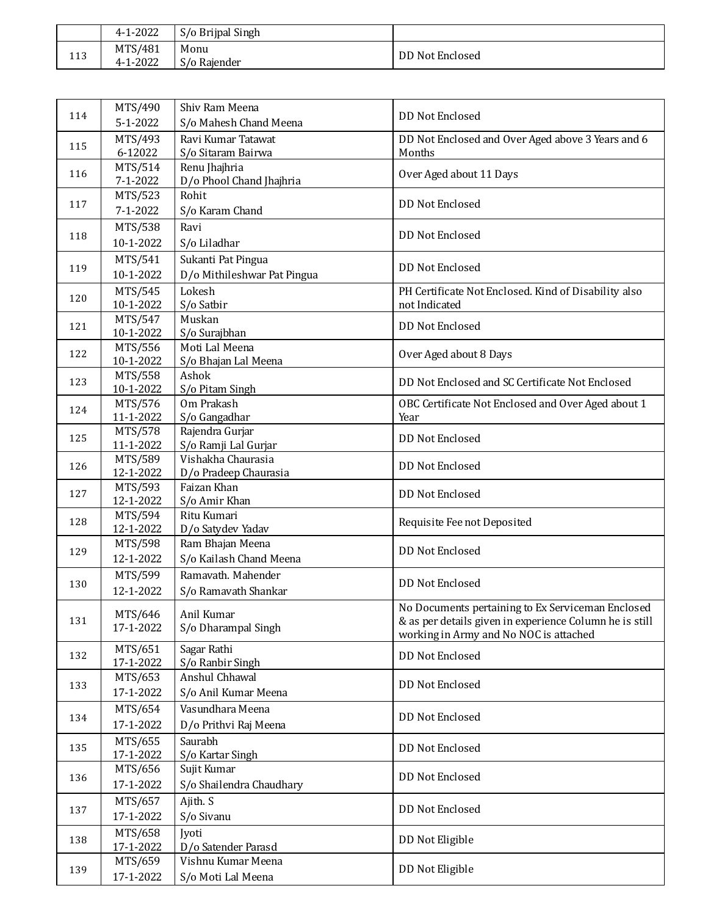|  | 4-1-2022 | S/o Brijpal Singh |  |
|---|---|---|---|
| 113 | MTS/481<br>4-1-2022 | Monu<br>S/o Rajender | DD Not Enclosed |
| 114 | MTS/490<br>5-1-2022 | Shiv Ram Meena<br>S/o Mahesh Chand Meena | DD Not Enclosed |
| 115 | MTS/493<br>6-12022 | Ravi Kumar Tatawat<br>S/o Sitaram Bairwa | DD Not Enclosed and Over Aged above 3 Years and 6 Months |
| 116 | MTS/514<br>7-1-2022 | Renu Jhajhria<br>D/o Phool Chand Jhajhria | Over Aged about 11 Days |
| 117 | MTS/523<br>7-1-2022 | Rohit<br>S/o Karam Chand | DD Not Enclosed |
| 118 | MTS/538<br>10-1-2022 | Ravi<br>S/o Liladhar | DD Not Enclosed |
| 119 | MTS/541<br>10-1-2022 | Sukanti Pat Pingua<br>D/o Mithileshwar Pat Pingua | DD Not Enclosed |
| 120 | MTS/545<br>10-1-2022 | Lokesh<br>S/o Satbir | PH Certificate Not Enclosed. Kind of Disability also not Indicated |
| 121 | MTS/547<br>10-1-2022 | Muskan<br>S/o Surajbhan | DD Not Enclosed |
| 122 | MTS/556<br>10-1-2022 | Moti Lal Meena<br>S/o Bhajan Lal Meena | Over Aged about 8 Days |
| 123 | MTS/558<br>10-1-2022 | Ashok<br>S/o Pitam Singh | DD Not Enclosed and SC Certificate Not Enclosed |
| 124 | MTS/576<br>11-1-2022 | Om Prakash<br>S/o Gangadhar | OBC Certificate Not Enclosed and Over Aged about 1 Year |
| 125 | MTS/578<br>11-1-2022 | Rajendra Gurjar<br>S/o Ramji Lal Gurjar | DD Not Enclosed |
| 126 | MTS/589<br>12-1-2022 | Vishakha Chaurasia<br>D/o Pradeep Chaurasia | DD Not Enclosed |
| 127 | MTS/593<br>12-1-2022 | Faizan Khan<br>S/o Amir Khan | DD Not Enclosed |
| 128 | MTS/594<br>12-1-2022 | Ritu Kumari<br>D/o Satydev Yadav | Requisite Fee not Deposited |
| 129 | MTS/598<br>12-1-2022 | Ram Bhajan Meena<br>S/o Kailash Chand Meena | DD Not Enclosed |
| 130 | MTS/599<br>12-1-2022 | Ramavath. Mahender<br>S/o Ramavath Shankar | DD Not Enclosed |
| 131 | MTS/646<br>17-1-2022 | Anil Kumar<br>S/o Dharampal Singh | No Documents pertaining to Ex Serviceman Enclosed & as per details given in experience Column he is still working in Army and No NOC is attached |
| 132 | MTS/651<br>17-1-2022 | Sagar Rathi<br>S/o Ranbir Singh | DD Not Enclosed |
| 133 | MTS/653<br>17-1-2022 | Anshul Chhawal<br>S/o Anil Kumar Meena | DD Not Enclosed |
| 134 | MTS/654<br>17-1-2022 | Vasundhara Meena<br>D/o Prithvi Raj Meena | DD Not Enclosed |
| 135 | MTS/655<br>17-1-2022 | Saurabh<br>S/o Kartar Singh | DD Not Enclosed |
| 136 | MTS/656<br>17-1-2022 | Sujit Kumar<br>S/o Shailendra Chaudhary | DD Not Enclosed |
| 137 | MTS/657<br>17-1-2022 | Ajith. S<br>S/o Sivanu | DD Not Enclosed |
| 138 | MTS/658<br>17-1-2022 | Jyoti<br>D/o Satender Parasd | DD Not Eligible |
| 139 | MTS/659<br>17-1-2022 | Vishnu Kumar Meena<br>S/o Moti Lal Meena | DD Not Eligible |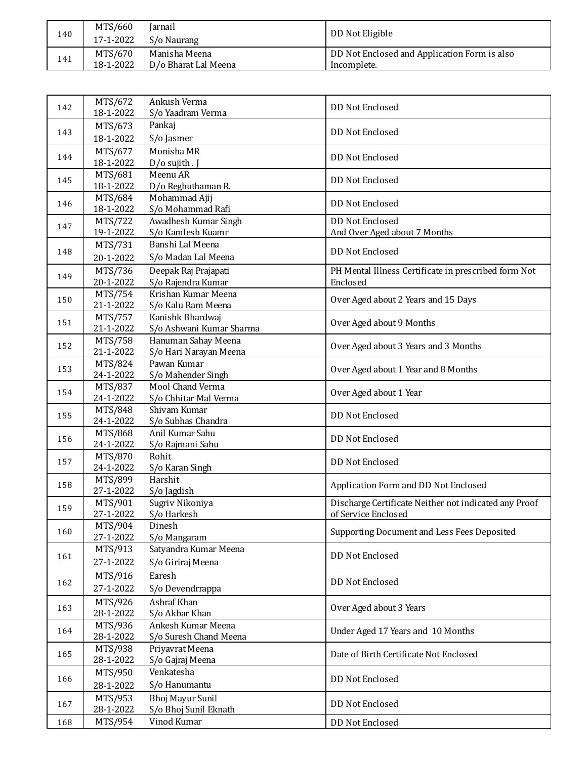| | | | |
|---|---|---|---|
| 140 | MTS/660 17-1-2022 | Jarnail S/o Naurang | DD Not Eligible |
| 141 | MTS/670 18-1-2022 | Manisha Meena D/o Bharat Lal Meena | DD Not Enclosed and Application Form is also Incomplete. |

| | | | |
|---|---|---|---|
| 142 | MTS/672 18-1-2022 | Ankush Verma S/o Yaadram Verma | DD Not Enclosed |
| 143 | MTS/673 18-1-2022 | Pankaj S/o Jasmer | DD Not Enclosed |
| 144 | MTS/677 18-1-2022 | Monisha MR D/o sujith . J | DD Not Enclosed |
| 145 | MTS/681 18-1-2022 | Meenu AR D/o Reghuthaman R. | DD Not Enclosed |
| 146 | MTS/684 18-1-2022 | Mohammad Ajij S/o Mohammad Rafi | DD Not Enclosed |
| 147 | MTS/722 19-1-2022 | Awadhesh Kumar Singh S/o Kamlesh Kuamr | DD Not Enclosed And Over Aged about 7 Months |
| 148 | MTS/731 20-1-2022 | Banshi Lal Meena S/o Madan Lal Meena | DD Not Enclosed |
| 149 | MTS/736 20-1-2022 | Deepak Raj Prajapati S/o Rajendra Kumar | PH Mental Illness Certificate in prescribed form Not Enclosed |
| 150 | MTS/754 21-1-2022 | Krishan Kumar Meena S/o Kalu Ram Meena | Over Aged about 2 Years and 15 Days |
| 151 | MTS/757 21-1-2022 | Kanishk Bhardwaj S/o Ashwani Kumar Sharma | Over Aged about 9 Months |
| 152 | MTS/758 21-1-2022 | Hanuman Sahay Meena S/o Hari Narayan Meena | Over Aged about 3 Years and 3 Months |
| 153 | MTS/824 24-1-2022 | Pawan Kumar S/o Mahender Singh | Over Aged about 1 Year and 8 Months |
| 154 | MTS/837 24-1-2022 | Mool Chand Verma S/o Chhitar Mal Verma | Over Aged about 1 Year |
| 155 | MTS/848 24-1-2022 | Shivam Kumar S/o Subhas Chandra | DD Not Enclosed |
| 156 | MTS/868 24-1-2022 | Anil Kumar Sahu S/o Rajmani Sahu | DD Not Enclosed |
| 157 | MTS/870 24-1-2022 | Rohit S/o Karan Singh | DD Not Enclosed |
| 158 | MTS/899 27-1-2022 | Harshit S/o Jagdish | Application Form and DD Not Enclosed |
| 159 | MTS/901 27-1-2022 | Sugriv Nikoniya S/o Harkesh | Discharge Certificate Neither not indicated any Proof of Service Enclosed |
| 160 | MTS/904 27-1-2022 | Dinesh S/o Mangaram | Supporting Document and Less Fees Deposited |
| 161 | MTS/913 27-1-2022 | Satyandra Kumar Meena S/o Giriraj Meena | DD Not Enclosed |
| 162 | MTS/916 27-1-2022 | Earesh S/o Devendrrappa | DD Not Enclosed |
| 163 | MTS/926 28-1-2022 | Ashraf Khan S/o Akbar Khan | Over Aged about 3 Years |
| 164 | MTS/936 28-1-2022 | Ankesh Kumar Meena S/o Suresh Chand Meena | Under Aged 17 Years and 10 Months |
| 165 | MTS/938 28-1-2022 | Priyavrat Meena S/o Gajraj Meena | Date of Birth Certificate Not Enclosed |
| 166 | MTS/950 28-1-2022 | Venkatesha S/o Hanumantu | DD Not Enclosed |
| 167 | MTS/953 28-1-2022 | Bhoj Mayur Sunil S/o Bhoj Sunil Eknath | DD Not Enclosed |
| 168 | MTS/954 | Vinod Kumar | DD Not Enclosed |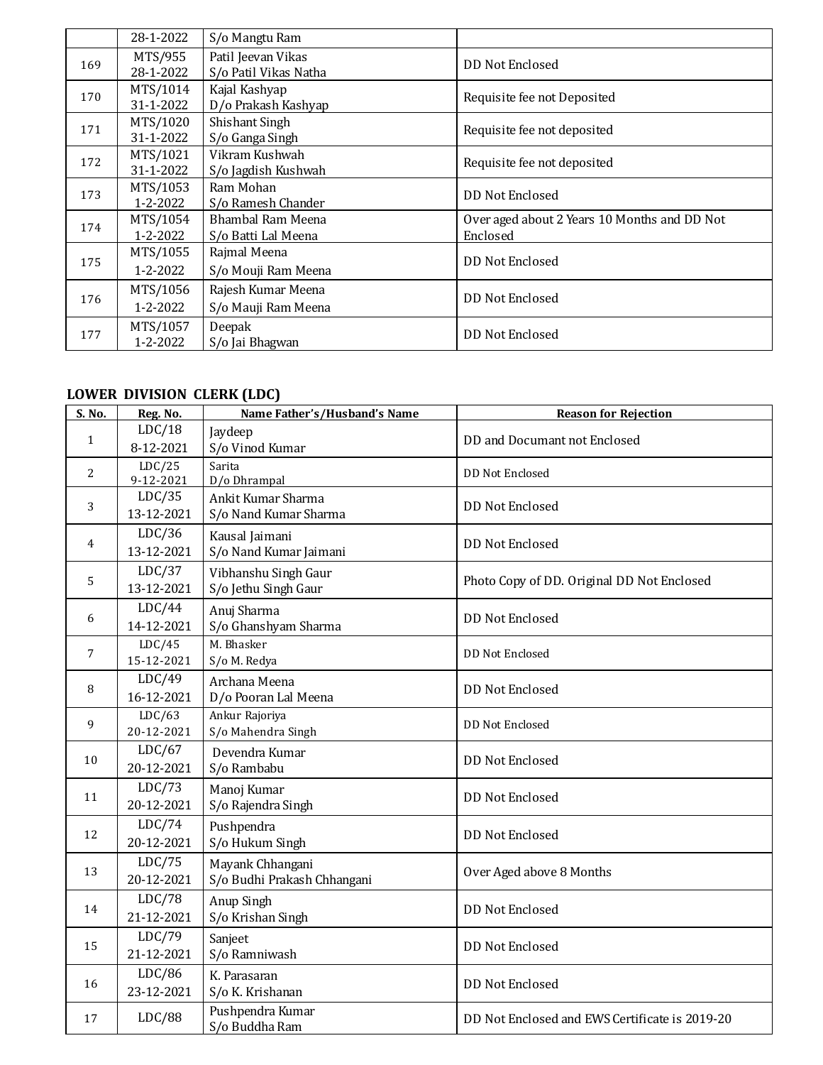| | | | |
|---|---|---|---|
| | 28-1-2022 | S/o Mangtu Ram | |
| 169 | MTS/955 28-1-2022 | Patil Jeevan Vikas S/o Patil Vikas Natha | DD Not Enclosed |
| 170 | MTS/1014 31-1-2022 | Kajal Kashyap D/o Prakash Kashyap | Requisite fee not Deposited |
| 171 | MTS/1020 31-1-2022 | Shishant Singh S/o Ganga Singh | Requisite fee not deposited |
| 172 | MTS/1021 31-1-2022 | Vikram Kushwah S/o Jagdish Kushwah | Requisite fee not deposited |
| 173 | MTS/1053 1-2-2022 | Ram Mohan S/o Ramesh Chander | DD Not Enclosed |
| 174 | MTS/1054 1-2-2022 | Bhambal Ram Meena S/o Batti Lal Meena | Over aged about 2 Years 10 Months and DD Not Enclosed |
| 175 | MTS/1055 1-2-2022 | Rajmal Meena S/o Mouji Ram Meena | DD Not Enclosed |
| 176 | MTS/1056 1-2-2022 | Rajesh Kumar Meena S/o Mauji Ram Meena | DD Not Enclosed |
| 177 | MTS/1057 1-2-2022 | Deepak S/o Jai Bhagwan | DD Not Enclosed |

## LOWER DIVISION CLERK (LDC)

| S. No. | Reg. No. | Name Father's/Husband's Name | Reason for Rejection |
|---|---|---|---|
| 1 | LDC/18 8-12-2021 | Jaydeep S/o Vinod Kumar | DD and Documant not Enclosed |
| 2 | LDC/25 9-12-2021 | Sarita D/o Dhrampal | DD Not Enclosed |
| 3 | LDC/35 13-12-2021 | Ankit Kumar Sharma S/o Nand Kumar Sharma | DD Not Enclosed |
| 4 | LDC/36 13-12-2021 | Kausal Jaimani S/o Nand Kumar Jaimani | DD Not Enclosed |
| 5 | LDC/37 13-12-2021 | Vibhanshu Singh Gaur S/o Jethu Singh Gaur | Photo Copy of DD. Original DD Not Enclosed |
| 6 | LDC/44 14-12-2021 | Anuj Sharma S/o Ghanshyam Sharma | DD Not Enclosed |
| 7 | LDC/45 15-12-2021 | M. Bhasker S/o M. Redya | DD Not Enclosed |
| 8 | LDC/49 16-12-2021 | Archana Meena D/o Pooran Lal Meena | DD Not Enclosed |
| 9 | LDC/63 20-12-2021 | Ankur Rajoriya S/o Mahendra Singh | DD Not Enclosed |
| 10 | LDC/67 20-12-2021 | Devendra Kumar S/o Rambabu | DD Not Enclosed |
| 11 | LDC/73 20-12-2021 | Manoj Kumar S/o Rajendra Singh | DD Not Enclosed |
| 12 | LDC/74 20-12-2021 | Pushpendra S/o Hukum Singh | DD Not Enclosed |
| 13 | LDC/75 20-12-2021 | Mayank Chhangani S/o Budhi Prakash Chhangani | Over Aged above 8 Months |
| 14 | LDC/78 21-12-2021 | Anup Singh S/o Krishan Singh | DD Not Enclosed |
| 15 | LDC/79 21-12-2021 | Sanjeet S/o Ramniwash | DD Not Enclosed |
| 16 | LDC/86 23-12-2021 | K. Parasaran S/o K. Krishanan | DD Not Enclosed |
| 17 | LDC/88 | Pushpendra Kumar S/o Buddha Ram | DD Not Enclosed and EWS Certificate is 2019-20 |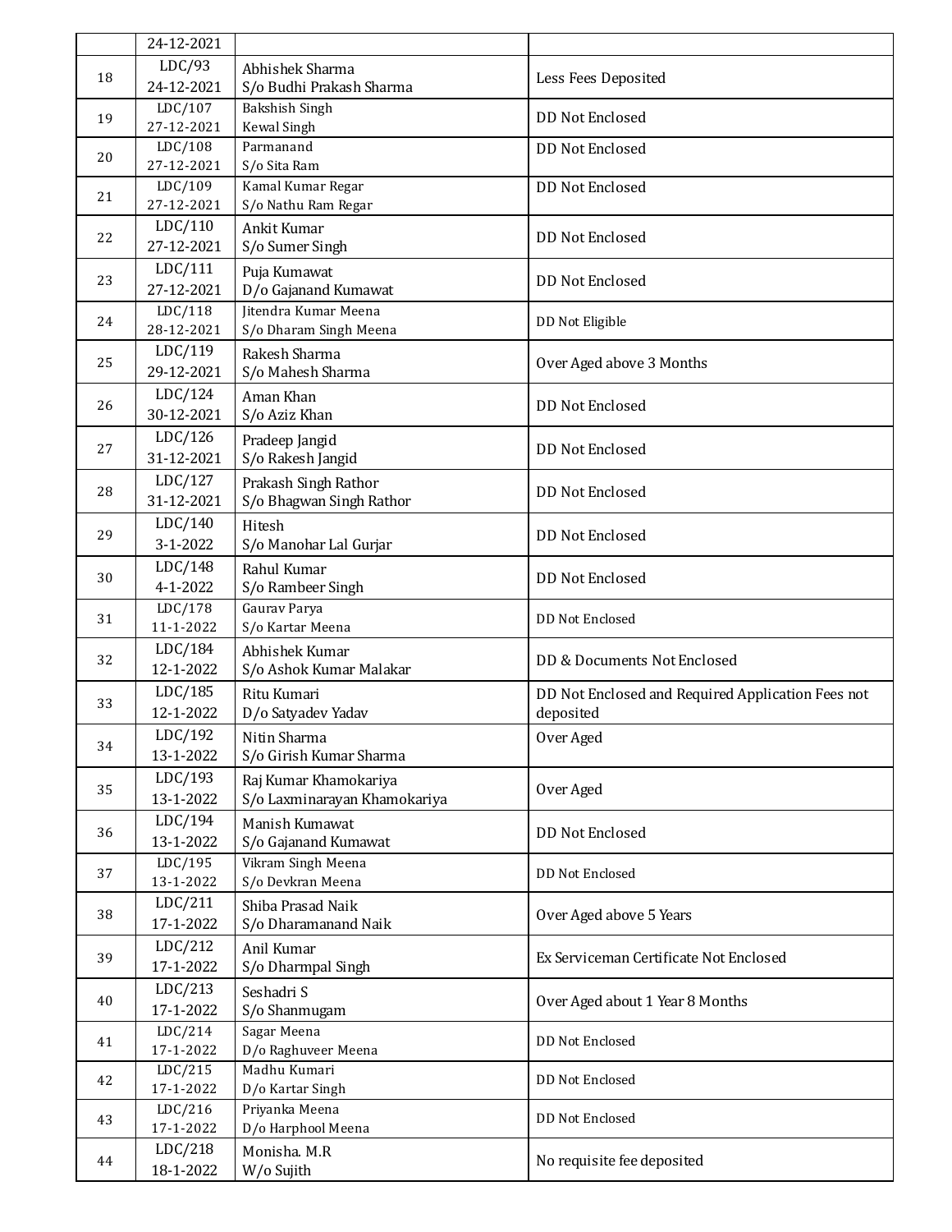| | | | |
|---|---|---|---|
| | 24-12-2021 | | |
| 18 | LDC/93<br>24-12-2021 | Abhishek Sharma<br>S/o Budhi Prakash Sharma | Less Fees Deposited |
| 19 | LDC/107<br>27-12-2021 | Bakshish Singh<br>Kewal Singh | DD Not Enclosed |
| 20 | LDC/108<br>27-12-2021 | Parmanand<br>S/o Sita Ram | DD Not Enclosed |
| 21 | LDC/109<br>27-12-2021 | Kamal Kumar Regar<br>S/o Nathu Ram Regar | DD Not Enclosed |
| 22 | LDC/110<br>27-12-2021 | Ankit Kumar<br>S/o Sumer Singh | DD Not Enclosed |
| 23 | LDC/111<br>27-12-2021 | Puja Kumawat<br>D/o Gajanand Kumawat | DD Not Enclosed |
| 24 | LDC/118<br>28-12-2021 | Jitendra Kumar Meena<br>S/o Dharam Singh Meena | DD Not Eligible |
| 25 | LDC/119<br>29-12-2021 | Rakesh Sharma<br>S/o Mahesh Sharma | Over Aged above 3 Months |
| 26 | LDC/124<br>30-12-2021 | Aman Khan<br>S/o Aziz Khan | DD Not Enclosed |
| 27 | LDC/126<br>31-12-2021 | Pradeep Jangid<br>S/o Rakesh Jangid | DD Not Enclosed |
| 28 | LDC/127<br>31-12-2021 | Prakash Singh Rathor<br>S/o Bhagwan Singh Rathor | DD Not Enclosed |
| 29 | LDC/140<br>3-1-2022 | Hitesh<br>S/o Manohar Lal Gurjar | DD Not Enclosed |
| 30 | LDC/148<br>4-1-2022 | Rahul Kumar<br>S/o Rambeer Singh | DD Not Enclosed |
| 31 | LDC/178<br>11-1-2022 | Gaurav Parya<br>S/o Kartar Meena | DD Not Enclosed |
| 32 | LDC/184<br>12-1-2022 | Abhishek Kumar<br>S/o Ashok Kumar Malakar | DD & Documents Not Enclosed |
| 33 | LDC/185<br>12-1-2022 | Ritu Kumari<br>D/o Satyadev Yadav | DD Not Enclosed and Required Application Fees not deposited |
| 34 | LDC/192<br>13-1-2022 | Nitin Sharma<br>S/o Girish Kumar Sharma | Over Aged |
| 35 | LDC/193<br>13-1-2022 | Raj Kumar Khamokariya<br>S/o Laxminarayan Khamokariya | Over Aged |
| 36 | LDC/194<br>13-1-2022 | Manish Kumawat<br>S/o Gajanand Kumawat | DD Not Enclosed |
| 37 | LDC/195<br>13-1-2022 | Vikram Singh Meena<br>S/o Devkran Meena | DD Not Enclosed |
| 38 | LDC/211<br>17-1-2022 | Shiba Prasad Naik<br>S/o Dharamanand Naik | Over Aged above 5 Years |
| 39 | LDC/212<br>17-1-2022 | Anil Kumar<br>S/o Dharmpal Singh | Ex Serviceman Certificate Not Enclosed |
| 40 | LDC/213<br>17-1-2022 | Seshadri S<br>S/o Shanmugam | Over Aged about 1 Year 8 Months |
| 41 | LDC/214<br>17-1-2022 | Sagar Meena<br>D/o Raghuveer Meena | DD Not Enclosed |
| 42 | LDC/215<br>17-1-2022 | Madhu Kumari<br>D/o Kartar Singh | DD Not Enclosed |
| 43 | LDC/216<br>17-1-2022 | Priyanka Meena<br>D/o Harphool Meena | DD Not Enclosed |
| 44 | LDC/218<br>18-1-2022 | Monisha. M.R<br>W/o Sujith | No requisite fee deposited |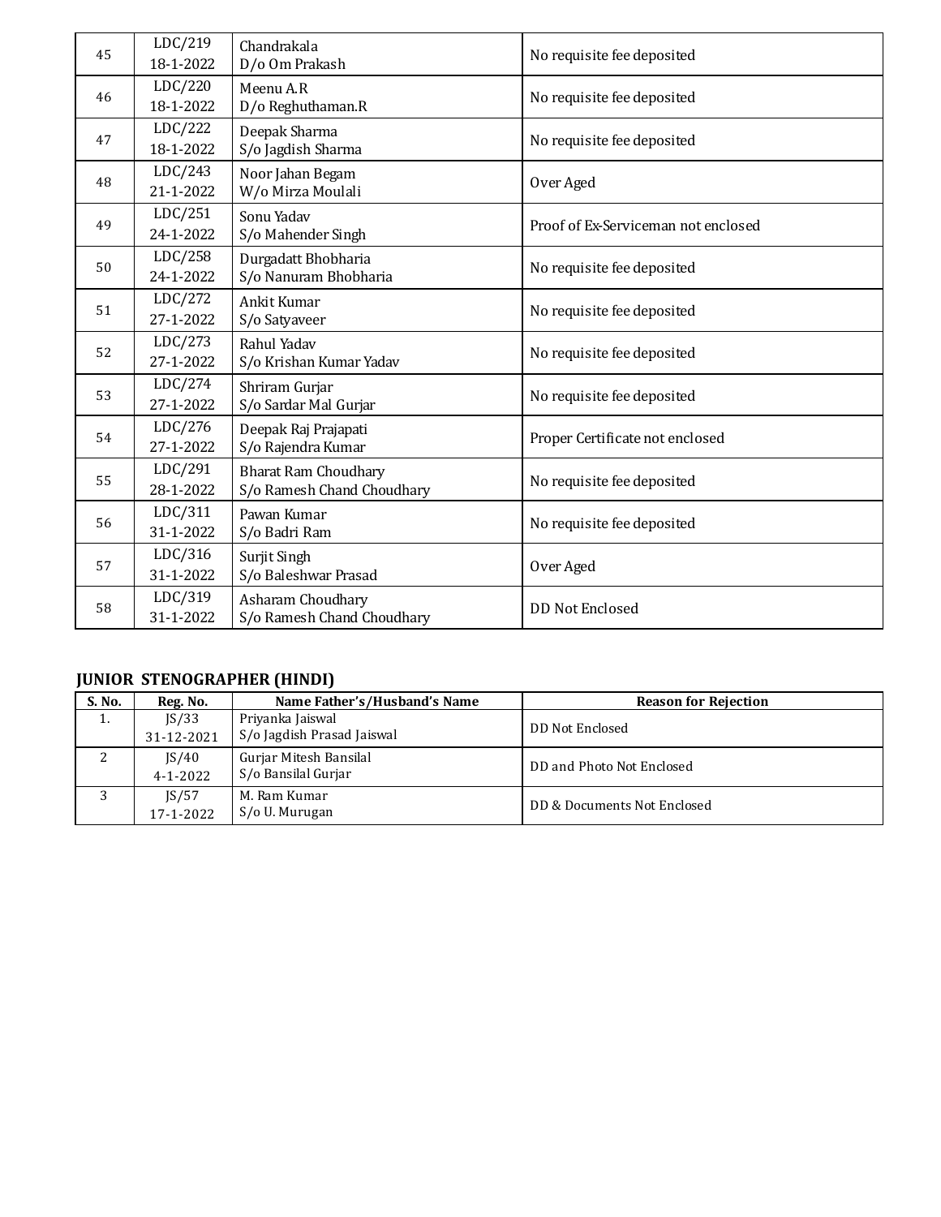| | | | |
|---|---|---|---|
| 45 | LDC/219 18-1-2022 | Chandrakala D/o Om Prakash | No requisite fee deposited |
| 46 | LDC/220 18-1-2022 | Meenu A.R D/o Reghuthaman.R | No requisite fee deposited |
| 47 | LDC/222 18-1-2022 | Deepak Sharma S/o Jagdish Sharma | No requisite fee deposited |
| 48 | LDC/243 21-1-2022 | Noor Jahan Begam W/o Mirza Moulali | Over Aged |
| 49 | LDC/251 24-1-2022 | Sonu Yadav S/o Mahender Singh | Proof of Ex-Serviceman not enclosed |
| 50 | LDC/258 24-1-2022 | Durgadatt Bhobharia S/o Nanuram Bhobharia | No requisite fee deposited |
| 51 | LDC/272 27-1-2022 | Ankit Kumar S/o Satyaveer | No requisite fee deposited |
| 52 | LDC/273 27-1-2022 | Rahul Yadav S/o Krishan Kumar Yadav | No requisite fee deposited |
| 53 | LDC/274 27-1-2022 | Shriram Gurjar S/o Sardar Mal Gurjar | No requisite fee deposited |
| 54 | LDC/276 27-1-2022 | Deepak Raj Prajapati S/o Rajendra Kumar | Proper Certificate not enclosed |
| 55 | LDC/291 28-1-2022 | Bharat Ram Choudhary S/o Ramesh Chand Choudhary | No requisite fee deposited |
| 56 | LDC/311 31-1-2022 | Pawan Kumar S/o Badri Ram | No requisite fee deposited |
| 57 | LDC/316 31-1-2022 | Surjit Singh S/o Baleshwar Prasad | Over Aged |
| 58 | LDC/319 31-1-2022 | Asharam Choudhary S/o Ramesh Chand Choudhary | DD Not Enclosed |

## JUNIOR STENOGRAPHER (HINDI)

| S. No. | Reg. No. | Name Father's/Husband's Name | Reason for Rejection |
|---|---|---|---|
| 1. | JS/33 31-12-2021 | Priyanka Jaiswal S/o Jagdish Prasad Jaiswal | DD Not Enclosed |
| 2 | JS/40 4-1-2022 | Gurjar Mitesh Bansilal S/o Bansilal Gurjar | DD and Photo Not Enclosed |
| 3 | JS/57 17-1-2022 | M. Ram Kumar S/o U. Murugan | DD & Documents Not Enclosed |